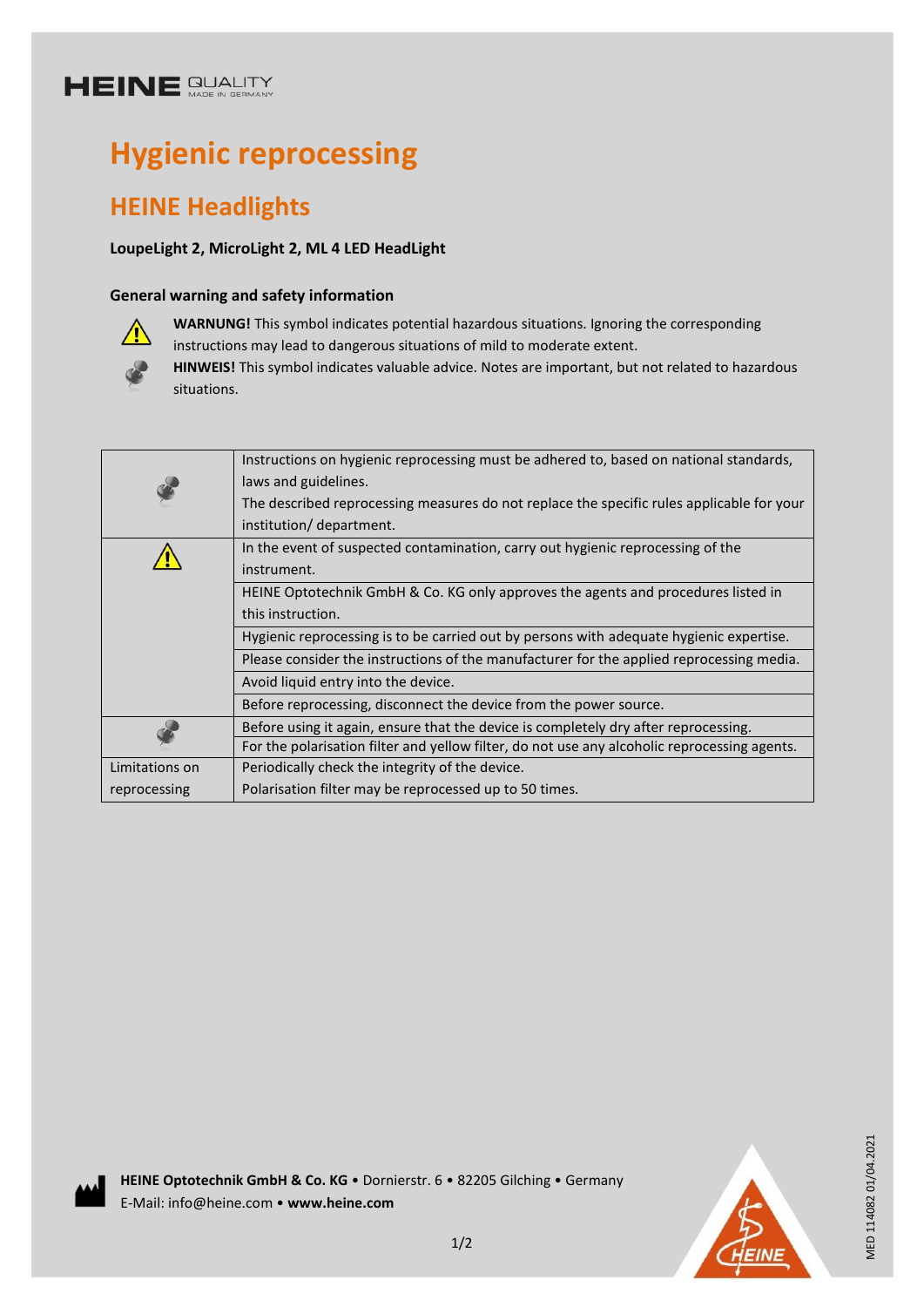HEINE QUALITY MADE IN GERMANY

# Hygienic reprocessing

## HEINE Headlights

**LoupeLight 2, MicroLight 2, ML 4 LED HeadLight**

### General warning and safety information

**WARNUNG!** This symbol indicates potential hazardous situations. Ignoring the corresponding instructions may lead to dangerous situations of mild to moderate extent.

**HINWEIS!** This symbol indicates valuable advice. Notes are important, but not related to hazardous situations.

| | |
|---|---|
| HINWEIS | Instructions on hygienic reprocessing must be adhered to, based on national standards, laws and guidelines. The described reprocessing measures do not replace the specific rules applicable for your institution/ department. |
| WARNUNG | In the event of suspected contamination, carry out hygienic reprocessing of the instrument. |
| | HEINE Optotechnik GmbH & Co. KG only approves the agents and procedures listed in this instruction. |
| | Hygienic reprocessing is to be carried out by persons with adequate hygienic expertise. |
| | Please consider the instructions of the manufacturer for the applied reprocessing media. |
| | Avoid liquid entry into the device. |
| | Before reprocessing, disconnect the device from the power source. |
| HINWEIS | Before using it again, ensure that the device is completely dry after reprocessing. |
| | For the polarisation filter and yellow filter, do not use any alcoholic reprocessing agents. |
| Limitations on reprocessing | Periodically check the integrity of the device. Polarisation filter may be reprocessed up to 50 times. |

**HEINE Optotechnik GmbH & Co. KG** • Dornierstr. 6 • 82205 Gilching • Germany
E-Mail: info@heine.com • **www.heine.com**

MED 114082 01/04.2021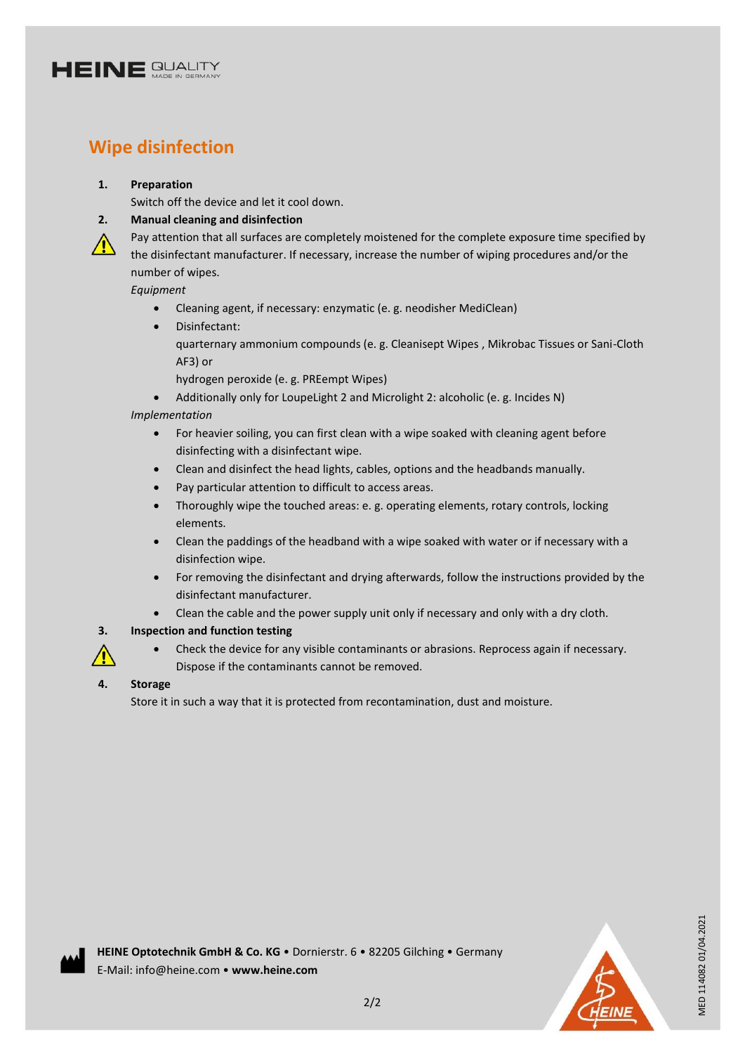## Wipe disinfection

1. **Preparation**

   Switch off the device and let it cool down.

2. **Manual cleaning and disinfection**

   ⚠ Pay attention that all surfaces are completely moistened for the complete exposure time specified by the disinfectant manufacturer. If necessary, increase the number of wiping procedures and/or the number of wipes.

   *Equipment*

   - Cleaning agent, if necessary: enzymatic (e. g. neodisher MediClean)
   - Disinfectant:
     quarternary ammonium compounds (e. g. Cleanisept Wipes , Mikrobac Tissues or Sani-Cloth AF3) or
     hydrogen peroxide (e. g. PREempt Wipes)
   - Additionally only for LoupeLight 2 and Microlight 2: alcoholic (e. g. Incides N)

   *Implementation*

   - For heavier soiling, you can first clean with a wipe soaked with cleaning agent before disinfecting with a disinfectant wipe.
   - Clean and disinfect the head lights, cables, options and the headbands manually.
   - Pay particular attention to difficult to access areas.
   - Thoroughly wipe the touched areas: e. g. operating elements, rotary controls, locking elements.
   - Clean the paddings of the headband with a wipe soaked with water or if necessary with a disinfection wipe.
   - For removing the disinfectant and drying afterwards, follow the instructions provided by the disinfectant manufacturer.
   - Clean the cable and the power supply unit only if necessary and only with a dry cloth.

3. **Inspection and function testing**

   ⚠
   - Check the device for any visible contaminants or abrasions. Reprocess again if necessary. Dispose if the contaminants cannot be removed.

4. **Storage**

   Store it in such a way that it is protected from recontamination, dust and moisture.

**HEINE Optotechnik GmbH & Co. KG** • Dornierstr. 6 • 82205 Gilching • Germany
E-Mail: info@heine.com • **www.heine.com**

MED 114082 01/04.2021